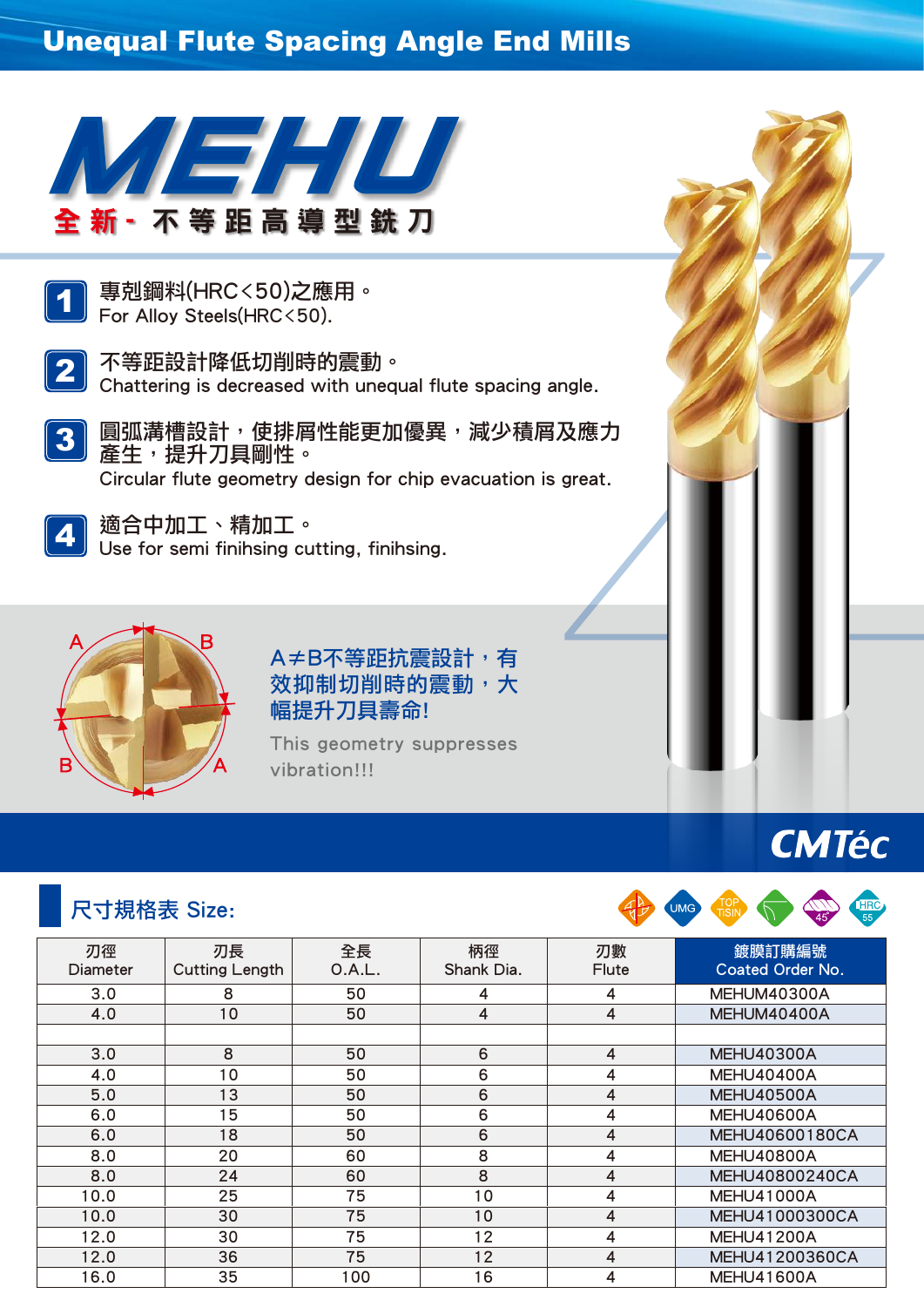# Unequal Flute Spacing Angle End Mills

# MEHU

## 全新 - 不等距高導型銑刀

1. 專剋鋼料(HRC<50)之應用。
For Alloy Steels(HRC<50).

2. 不等距設計降低切削時的震動。
Chattering is decreased with unequal flute spacing angle.

3. 圓弧溝槽設計，使排屑性能更加優異，減少積屑及應力產生，提升刀具剛性。
Circular flute geometry design for chip evacuation is great.

4. 適合中加工、精加工。
Use for semi finihsing cutting, finihsing.

A B B A

A≠B不等距抗震設計，有效抑制切削時的震動，大幅提升刀具壽命!

This geometry suppresses vibration!!!

CMTéc

## 尺寸規格表 Size:

UMG TOP TiSiN 45° HRC 55

| 刃徑 Diameter | 刃長 Cutting Length | 全長 O.A.L. | 柄徑 Shank Dia. | 刃數 Flute | 鍍膜訂購編號 Coated Order No. |
|---|---|---|---|---|---|
| 3.0 | 8 | 50 | 4 | 4 | MEHUM40300A |
| 4.0 | 10 | 50 | 4 | 4 | MEHUM40400A |
| | | | | | |
| 3.0 | 8 | 50 | 6 | 4 | MEHU40300A |
| 4.0 | 10 | 50 | 6 | 4 | MEHU40400A |
| 5.0 | 13 | 50 | 6 | 4 | MEHU40500A |
| 6.0 | 15 | 50 | 6 | 4 | MEHU40600A |
| 6.0 | 18 | 50 | 6 | 4 | MEHU40600180CA |
| 8.0 | 20 | 60 | 8 | 4 | MEHU40800A |
| 8.0 | 24 | 60 | 8 | 4 | MEHU40800240CA |
| 10.0 | 25 | 75 | 10 | 4 | MEHU41000A |
| 10.0 | 30 | 75 | 10 | 4 | MEHU41000300CA |
| 12.0 | 30 | 75 | 12 | 4 | MEHU41200A |
| 12.0 | 36 | 75 | 12 | 4 | MEHU41200360CA |
| 16.0 | 35 | 100 | 16 | 4 | MEHU41600A |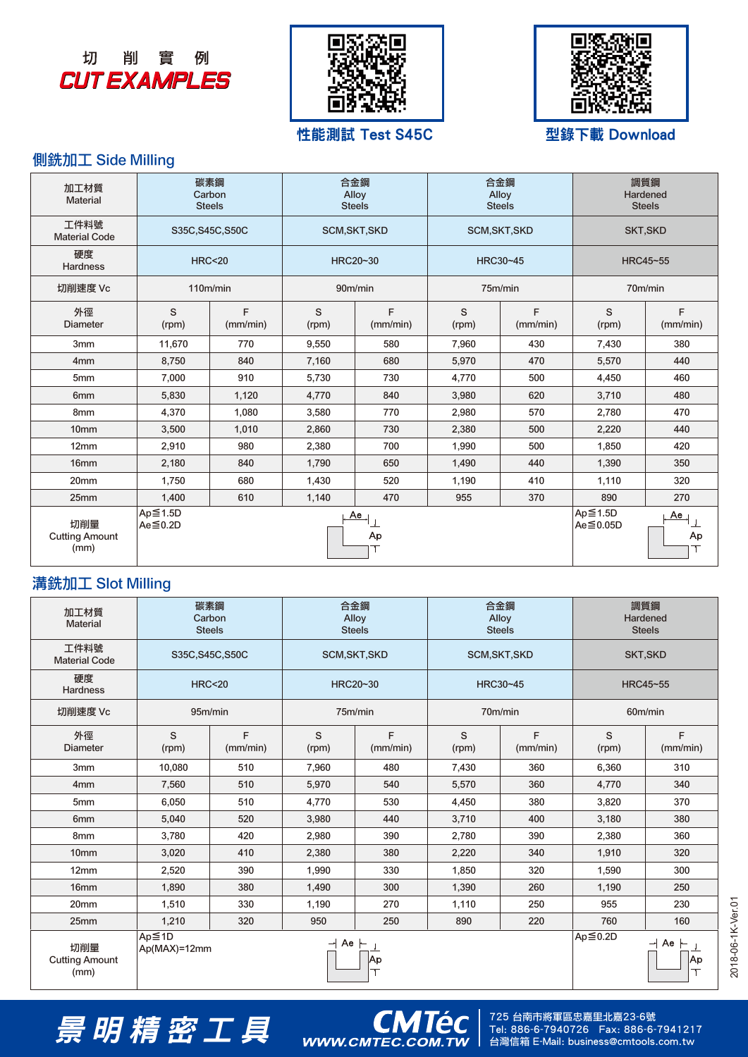# 切 削 實 例
# CUT EXAMPLES

性能測試 Test S45C

型錄下載 Download

## 側銑加工 Side Milling

| 加工材質 Material | 碳素鋼 Carbon Steels | | 合金鋼 Alloy Steels | | 合金鋼 Alloy Steels | | 調質鋼 Hardened Steels | |
|---|---|---|---|---|---|---|---|---|
| 工件料號 Material Code | S35C,S45C,S50C | | SCM,SKT,SKD | | SCM,SKT,SKD | | SKT,SKD | |
| 硬度 Hardness | HRC<20 | | HRC20~30 | | HRC30~45 | | HRC45~55 | |
| 切削速度 Vc | 110m/min | | 90m/min | | 75m/min | | 70m/min | |
| 外徑 Diameter | S (rpm) | F (mm/min) | S (rpm) | F (mm/min) | S (rpm) | F (mm/min) | S (rpm) | F (mm/min) |
| 3mm | 11,670 | 770 | 9,550 | 580 | 7,960 | 430 | 7,430 | 380 |
| 4mm | 8,750 | 840 | 7,160 | 680 | 5,970 | 470 | 5,570 | 440 |
| 5mm | 7,000 | 910 | 5,730 | 730 | 4,770 | 500 | 4,450 | 460 |
| 6mm | 5,830 | 1,120 | 4,770 | 840 | 3,980 | 620 | 3,710 | 480 |
| 8mm | 4,370 | 1,080 | 3,580 | 770 | 2,980 | 570 | 2,780 | 470 |
| 10mm | 3,500 | 1,010 | 2,860 | 730 | 2,380 | 500 | 2,220 | 440 |
| 12mm | 2,910 | 980 | 2,380 | 700 | 1,990 | 500 | 1,850 | 420 |
| 16mm | 2,180 | 840 | 1,790 | 650 | 1,490 | 440 | 1,390 | 350 |
| 20mm | 1,750 | 680 | 1,430 | 520 | 1,190 | 410 | 1,110 | 320 |
| 25mm | 1,400 | 610 | 1,140 | 470 | 955 | 370 | 890 | 270 |
| 切削量 Cutting Amount (mm) | Ap≦1.5D Ae≦0.2D | | Ae Ap | | | | Ap≦1.5D Ae≦0.05D Ae Ap | |

## 溝銑加工 Slot Milling

| 加工材質 Material | 碳素鋼 Carbon Steels | | 合金鋼 Alloy Steels | | 合金鋼 Alloy Steels | | 調質鋼 Hardened Steels | |
|---|---|---|---|---|---|---|---|---|
| 工件料號 Material Code | S35C,S45C,S50C | | SCM,SKT,SKD | | SCM,SKT,SKD | | SKT,SKD | |
| 硬度 Hardness | HRC<20 | | HRC20~30 | | HRC30~45 | | HRC45~55 | |
| 切削速度 Vc | 95m/min | | 75m/min | | 70m/min | | 60m/min | |
| 外徑 Diameter | S (rpm) | F (mm/min) | S (rpm) | F (mm/min) | S (rpm) | F (mm/min) | S (rpm) | F (mm/min) |
| 3mm | 10,080 | 510 | 7,960 | 480 | 7,430 | 360 | 6,360 | 310 |
| 4mm | 7,560 | 510 | 5,970 | 540 | 5,570 | 360 | 4,770 | 340 |
| 5mm | 6,050 | 510 | 4,770 | 530 | 4,450 | 380 | 3,820 | 370 |
| 6mm | 5,040 | 520 | 3,980 | 440 | 3,710 | 400 | 3,180 | 380 |
| 8mm | 3,780 | 420 | 2,980 | 390 | 2,780 | 390 | 2,380 | 360 |
| 10mm | 3,020 | 410 | 2,380 | 380 | 2,220 | 340 | 1,910 | 320 |
| 12mm | 2,520 | 390 | 1,990 | 330 | 1,850 | 320 | 1,590 | 300 |
| 16mm | 1,890 | 380 | 1,490 | 300 | 1,390 | 260 | 1,190 | 250 |
| 20mm | 1,510 | 330 | 1,190 | 270 | 1,110 | 250 | 955 | 230 |
| 25mm | 1,210 | 320 | 950 | 250 | 890 | 220 | 760 | 160 |
| 切削量 Cutting Amount (mm) | Ap≦1D Ap(MAX)=12mm | | Ae Ap | | | | Ap≦0.2D Ae Ap | |

2018-06-1K-Ver.01

景明精密工具 CMTec WWW.CMTEC.COM.TW

725 台南市將軍區忠嘉里北嘉23-6號
Tel: 886-6-7940726 Fax: 886-6-7941217
台灣信箱 E-Mail: business@cmtools.com.tw